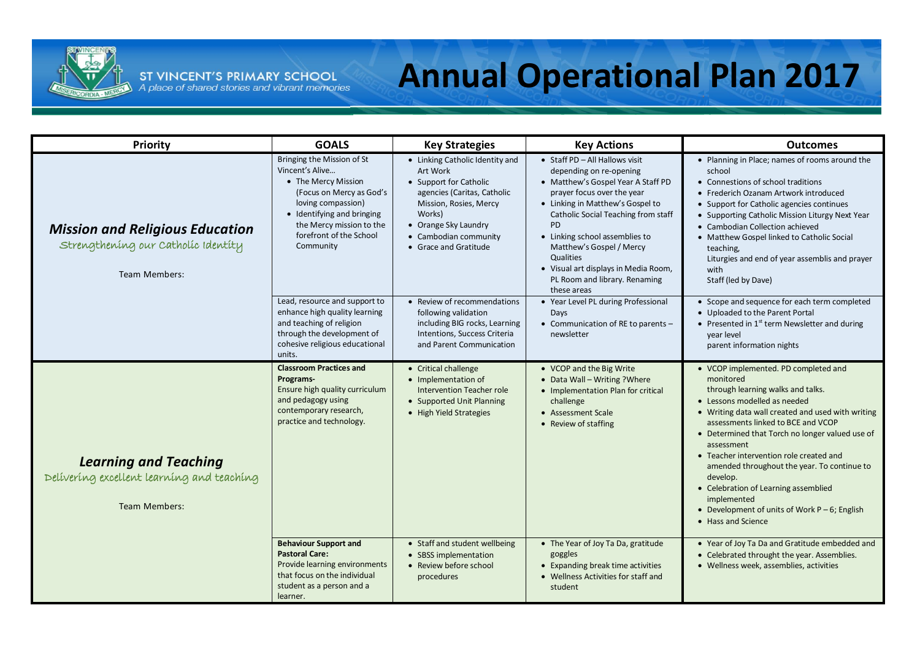ST VINCENT'S PRIMARY SCHOOL
*A place of shared stories and vibrant memories*

# Annual Operational Plan 2017

| Priority | GOALS | Key Strategies | Key Actions | Outcomes |
|---|---|---|---|---|
| ***Mission and Religious Education*** Strengthening our Catholic Identity<br><br>Team Members: | Bringing the Mission of St Vincent's Alive…<br>• The Mercy Mission (Focus on Mercy as God's loving compassion)<br>• Identifying and bringing the Mercy mission to the forefront of the School Community | • Linking Catholic Identity and Art Work<br>• Support for Catholic agencies (Caritas, Catholic Mission, Rosies, Mercy Works)<br>• Orange Sky Laundry<br>• Cambodian community<br>• Grace and Gratitude | • Staff PD – All Hallows visit depending on re-opening<br>• Matthew's Gospel Year A Staff PD prayer focus over the year<br>• Linking in Matthew's Gospel to Catholic Social Teaching from staff PD<br>• Linking school assemblies to Matthew's Gospel / Mercy Qualities<br>• Visual art displays in Media Room, PL Room and library. Renaming these areas | • Planning in Place; names of rooms around the school<br>• Connestions of school traditions<br>• Frederich Ozanam Artwork introduced<br>• Support for Catholic agencies continues<br>• Supporting Catholic Mission Liturgy Next Year<br>• Cambodian Collection achieved<br>• Matthew Gospel linked to Catholic Social teaching, Liturgies and end of year assemblis and prayer with Staff (led by Dave) |
| | Lead, resource and support to enhance high quality learning and teaching of religion through the development of cohesive religious educational units. | • Review of recommendations following validation including BIG rocks, Learning Intentions, Success Criteria and Parent Communication | • Year Level PL during Professional Days<br>• Communication of RE to parents – newsletter | • Scope and sequence for each term completed<br>• Uploaded to the Parent Portal<br>• Presented in 1st term Newsletter and during year level parent information nights |
| ***Learning and Teaching*** Delivering excellent learning and teaching<br><br>Team Members: | **Classroom Practices and Programs-**<br>Ensure high quality curriculum and pedagogy using contemporary research, practice and technology. | • Critical challenge<br>• Implementation of Intervention Teacher role<br>• Supported Unit Planning<br>• High Yield Strategies | • VCOP and the Big Write<br>• Data Wall – Writing ?Where<br>• Implementation Plan for critical challenge<br>• Assessment Scale<br>• Review of staffing | • VCOP implemented. PD completed and monitored through learning walks and talks.<br>• Lessons modelled as needed<br>• Writing data wall created and used with writing assessments linked to BCE and VCOP<br>• Determined that Torch no longer valued use of assessment<br>• Teacher intervention role created and amended throughout the year. To continue to develop.<br>• Celebration of Learning assemblied implemented<br>• Development of units of Work P – 6; English<br>• Hass and Science |
| | **Behaviour Support and Pastoral Care:**<br>Provide learning environments that focus on the individual student as a person and a learner. | • Staff and student wellbeing<br>• SBSS implementation<br>• Review before school procedures | • The Year of Joy Ta Da, gratitude goggles<br>• Expanding break time activities<br>• Wellness Activities for staff and student | • Year of Joy Ta Da and Gratitude embedded and<br>• Celebrated thorught the year. Assemblies.<br>• Wellness week, assemblies, activities |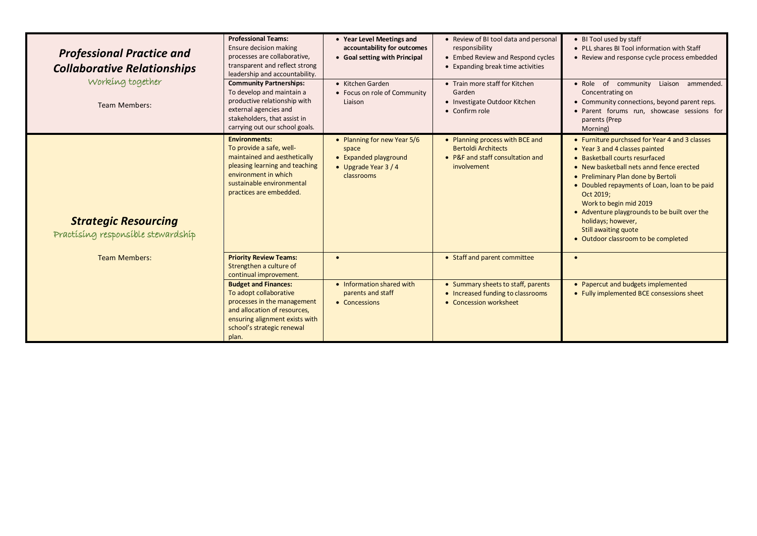| | | | | |
|---|---|---|---|---|
| ***Professional Practice and Collaborative Relationships*** Working together Team Members: | **Professional Teams:** Ensure decision making processes are collaborative, transparent and reflect strong leadership and accountability. | • **Year Level Meetings and accountability for outcomes** • **Goal setting with Principal** | • Review of BI tool data and personal responsibility • Embed Review and Respond cycles • Expanding break time activities | • BI Tool used by staff • PLL shares BI Tool information with Staff • Review and response cycle process embedded |
| | **Community Partnerships:** To develop and maintain a productive relationship with external agencies and stakeholders, that assist in carrying out our school goals. | • Kitchen Garden • Focus on role of Community Liaison | • Train more staff for Kitchen Garden • Investigate Outdoor Kitchen • Confirm role | • Role of community Liaison ammended. Concentrating on • Community connections, beyond parent reps. • Parent forums run, showcase sessions for parents (Prep Morning) |
| ***Strategic Resourcing*** Practising responsible stewardship Team Members: | **Environments:** To provide a safe, well-maintained and aesthetically pleasing learning and teaching environment in which sustainable environmental practices are embedded. | • Planning for new Year 5/6 space • Expanded playground • Upgrade Year 3 / 4 classrooms | • Planning process with BCE and Bertoldi Architects • P&F and staff consultation and involvement | • Furniture purchssed for Year 4 and 3 classes • Year 3 and 4 classes painted • Basketball courts resurfaced • New basketball nets annd fence erected • Preliminary Plan done by Bertoli • Doubled repayments of Loan, loan to be paid Oct 2019; Work to begin mid 2019 • Adventure playgrounds to be built over the holidays; however, Still awaiting quote • Outdoor classroom to be completed |
| | **Priority Review Teams:** Strengthen a culture of continual improvement. | • | • Staff and parent committee | • |
| | **Budget and Finances:** To adopt collaborative processes in the management and allocation of resources, ensuring alignment exists with school's strategic renewal plan. | • Information shared with parents and staff • Concessions | • Summary sheets to staff, parents • Increased funding to classrooms • Concession worksheet | • Papercut and budgets implemented • Fully implemented BCE consessions sheet |